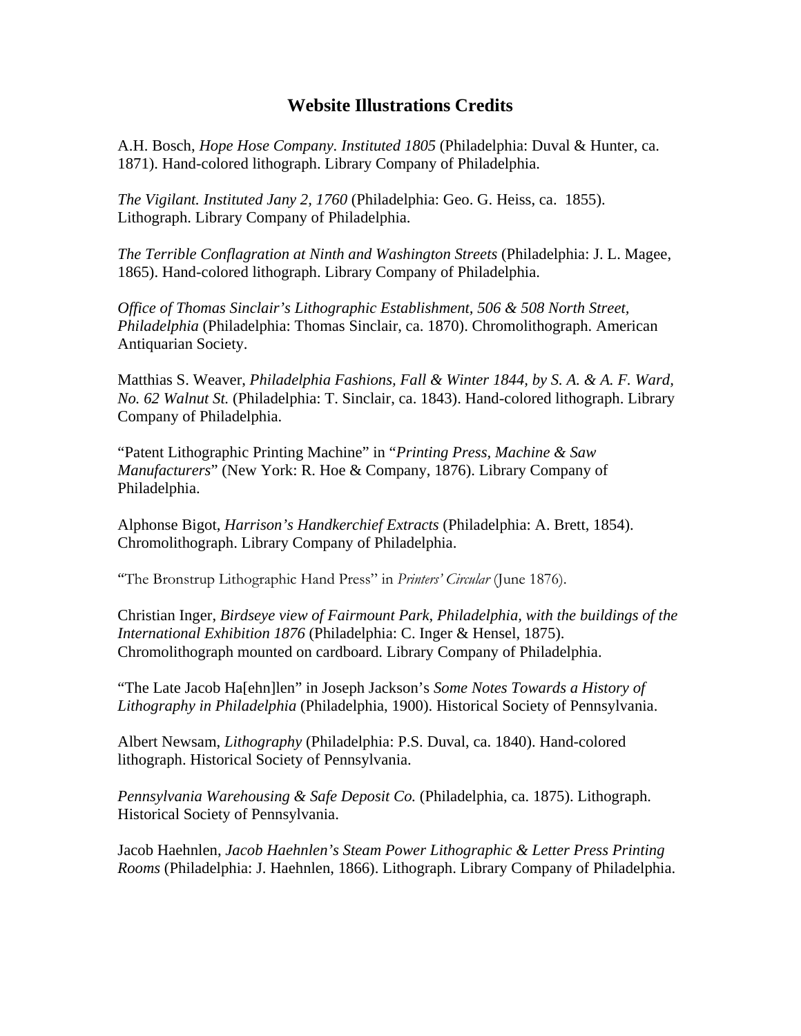# Website Illustrations Credits

A.H. Bosch, *Hope Hose Company. Instituted 1805* (Philadelphia: Duval & Hunter, ca. 1871). Hand-colored lithograph. Library Company of Philadelphia.

*The Vigilant. Instituted Jany 2, 1760* (Philadelphia: Geo. G. Heiss, ca. 1855). Lithograph. Library Company of Philadelphia.

*The Terrible Conflagration at Ninth and Washington Streets* (Philadelphia: J. L. Magee, 1865). Hand-colored lithograph. Library Company of Philadelphia.

*Office of Thomas Sinclair's Lithographic Establishment, 506 & 508 North Street, Philadelphia* (Philadelphia: Thomas Sinclair, ca. 1870). Chromolithograph. American Antiquarian Society.

Matthias S. Weaver, *Philadelphia Fashions, Fall & Winter 1844, by S. A. & A. F. Ward, No. 62 Walnut St.* (Philadelphia: T. Sinclair, ca. 1843). Hand-colored lithograph. Library Company of Philadelphia.

"Patent Lithographic Printing Machine" in "*Printing Press, Machine & Saw Manufacturers*" (New York: R. Hoe & Company, 1876). Library Company of Philadelphia.

Alphonse Bigot, *Harrison's Handkerchief Extracts* (Philadelphia: A. Brett, 1854). Chromolithograph. Library Company of Philadelphia.

"The Bronstrup Lithographic Hand Press" in *Printers' Circular* (June 1876).

Christian Inger, *Birdseye view of Fairmount Park, Philadelphia, with the buildings of the International Exhibition 1876* (Philadelphia: C. Inger & Hensel, 1875). Chromolithograph mounted on cardboard. Library Company of Philadelphia.

"The Late Jacob Ha[ehn]len" in Joseph Jackson's *Some Notes Towards a History of Lithography in Philadelphia* (Philadelphia, 1900). Historical Society of Pennsylvania.

Albert Newsam, *Lithography* (Philadelphia: P.S. Duval, ca. 1840). Hand-colored lithograph. Historical Society of Pennsylvania.

*Pennsylvania Warehousing & Safe Deposit Co.* (Philadelphia, ca. 1875). Lithograph. Historical Society of Pennsylvania.

Jacob Haehnlen, *Jacob Haehnlen's Steam Power Lithographic & Letter Press Printing Rooms* (Philadelphia: J. Haehnlen, 1866). Lithograph. Library Company of Philadelphia.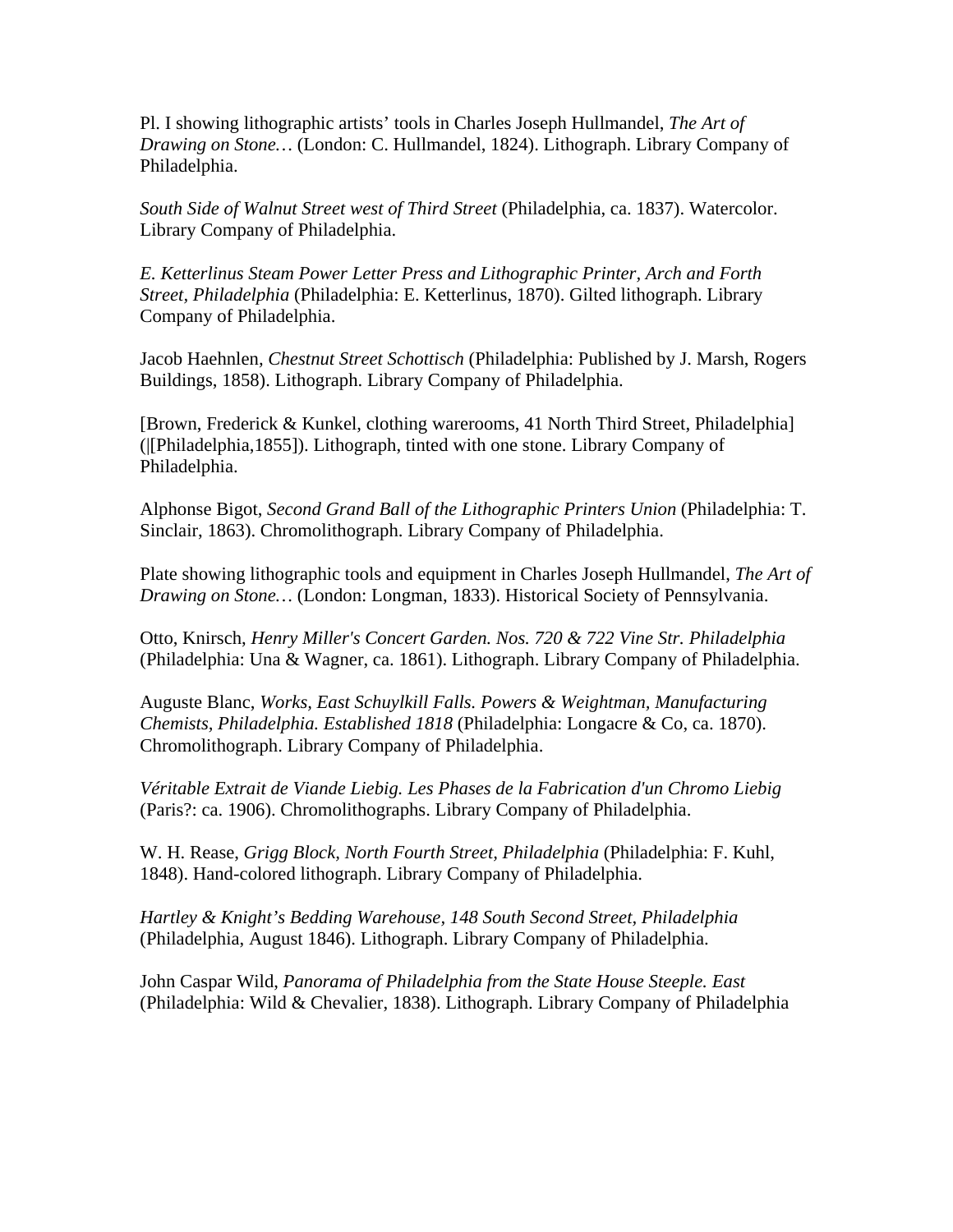Pl. I showing lithographic artists' tools in Charles Joseph Hullmandel, *The Art of Drawing on Stone…* (London: C. Hullmandel, 1824). Lithograph. Library Company of Philadelphia.

*South Side of Walnut Street west of Third Street* (Philadelphia, ca. 1837). Watercolor. Library Company of Philadelphia.

*E. Ketterlinus Steam Power Letter Press and Lithographic Printer, Arch and Forth Street, Philadelphia* (Philadelphia: E. Ketterlinus, 1870). Gilted lithograph. Library Company of Philadelphia.

Jacob Haehnlen, *Chestnut Street Schottisch* (Philadelphia: Published by J. Marsh, Rogers Buildings, 1858). Lithograph. Library Company of Philadelphia.

[Brown, Frederick & Kunkel, clothing warerooms, 41 North Third Street, Philadelphia] (|[Philadelphia,1855]). Lithograph, tinted with one stone. Library Company of Philadelphia.

Alphonse Bigot, *Second Grand Ball of the Lithographic Printers Union* (Philadelphia: T. Sinclair, 1863). Chromolithograph. Library Company of Philadelphia.

Plate showing lithographic tools and equipment in Charles Joseph Hullmandel, *The Art of Drawing on Stone…* (London: Longman, 1833). Historical Society of Pennsylvania.

Otto, Knirsch, *Henry Miller's Concert Garden. Nos. 720 & 722 Vine Str. Philadelphia* (Philadelphia: Una & Wagner, ca. 1861). Lithograph. Library Company of Philadelphia.

Auguste Blanc, *Works, East Schuylkill Falls. Powers & Weightman, Manufacturing Chemists, Philadelphia. Established 1818* (Philadelphia: Longacre & Co, ca. 1870). Chromolithograph. Library Company of Philadelphia.

*Véritable Extrait de Viande Liebig. Les Phases de la Fabrication d'un Chromo Liebig* (Paris?: ca. 1906). Chromolithographs. Library Company of Philadelphia.

W. H. Rease, *Grigg Block, North Fourth Street, Philadelphia* (Philadelphia: F. Kuhl, 1848). Hand-colored lithograph. Library Company of Philadelphia.

*Hartley & Knight's Bedding Warehouse, 148 South Second Street, Philadelphia* (Philadelphia, August 1846). Lithograph. Library Company of Philadelphia.

John Caspar Wild, *Panorama of Philadelphia from the State House Steeple. East* (Philadelphia: Wild & Chevalier, 1838). Lithograph. Library Company of Philadelphia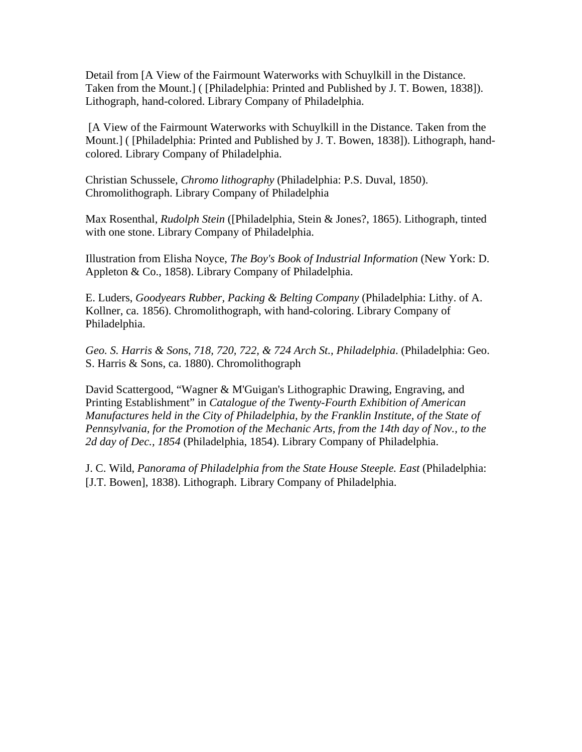Detail from [A View of the Fairmount Waterworks with Schuylkill in the Distance. Taken from the Mount.] ( [Philadelphia: Printed and Published by J. T. Bowen, 1838]). Lithograph, hand-colored. Library Company of Philadelphia.

[A View of the Fairmount Waterworks with Schuylkill in the Distance. Taken from the Mount.] ( [Philadelphia: Printed and Published by J. T. Bowen, 1838]). Lithograph, hand-colored. Library Company of Philadelphia.

Christian Schussele, *Chromo lithography* (Philadelphia: P.S. Duval, 1850). Chromolithograph. Library Company of Philadelphia

Max Rosenthal, *Rudolph Stein* ([Philadelphia, Stein & Jones?, 1865). Lithograph, tinted with one stone. Library Company of Philadelphia.

Illustration from Elisha Noyce, *The Boy's Book of Industrial Information* (New York: D. Appleton & Co., 1858). Library Company of Philadelphia.

E. Luders, *Goodyears Rubber, Packing & Belting Company* (Philadelphia: Lithy. of A. Kollner, ca. 1856). Chromolithograph, with hand-coloring. Library Company of Philadelphia.

*Geo. S. Harris & Sons, 718, 720, 722, & 724 Arch St., Philadelphia*. (Philadelphia: Geo. S. Harris & Sons, ca. 1880). Chromolithograph

David Scattergood, "Wagner & M'Guigan's Lithographic Drawing, Engraving, and Printing Establishment" in *Catalogue of the Twenty-Fourth Exhibition of American Manufactures held in the City of Philadelphia, by the Franklin Institute, of the State of Pennsylvania, for the Promotion of the Mechanic Arts, from the 14th day of Nov., to the 2d day of Dec., 1854* (Philadelphia, 1854). Library Company of Philadelphia.

J. C. Wild, *Panorama of Philadelphia from the State House Steeple. East* (Philadelphia: [J.T. Bowen], 1838). Lithograph. Library Company of Philadelphia.